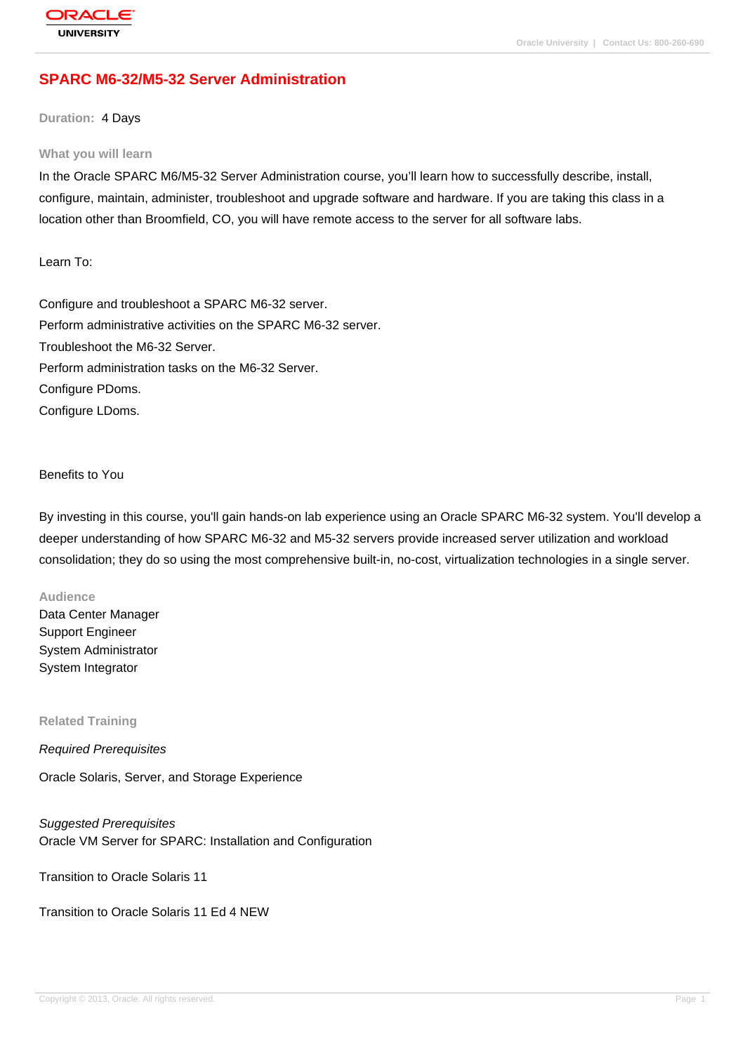# SPARC M6-32/M5-32 Server Administration

**Duration:** 4 Days

## What you will learn

In the Oracle SPARC M6/M5-32 Server Administration course, you'll learn how to successfully describe, install, configure, maintain, administer, troubleshoot and upgrade software and hardware. If you are taking this class in a location other than Broomfield, CO, you will have remote access to the server for all software labs.

Learn To:

Configure and troubleshoot a SPARC M6-32 server.
Perform administrative activities on the SPARC M6-32 server.
Troubleshoot the M6-32 Server.
Perform administration tasks on the M6-32 Server.
Configure PDoms.
Configure LDoms.

Benefits to You

By investing in this course, you'll gain hands-on lab experience using an Oracle SPARC M6-32 system. You'll develop a deeper understanding of how SPARC M6-32 and M5-32 servers provide increased server utilization and workload consolidation; they do so using the most comprehensive built-in, no-cost, virtualization technologies in a single server.

## Audience

Data Center Manager
Support Engineer
System Administrator
System Integrator

## Related Training

*Required Prerequisites*

Oracle Solaris, Server, and Storage Experience

*Suggested Prerequisites*

Oracle VM Server for SPARC: Installation and Configuration

Transition to Oracle Solaris 11

Transition to Oracle Solaris 11 Ed 4 NEW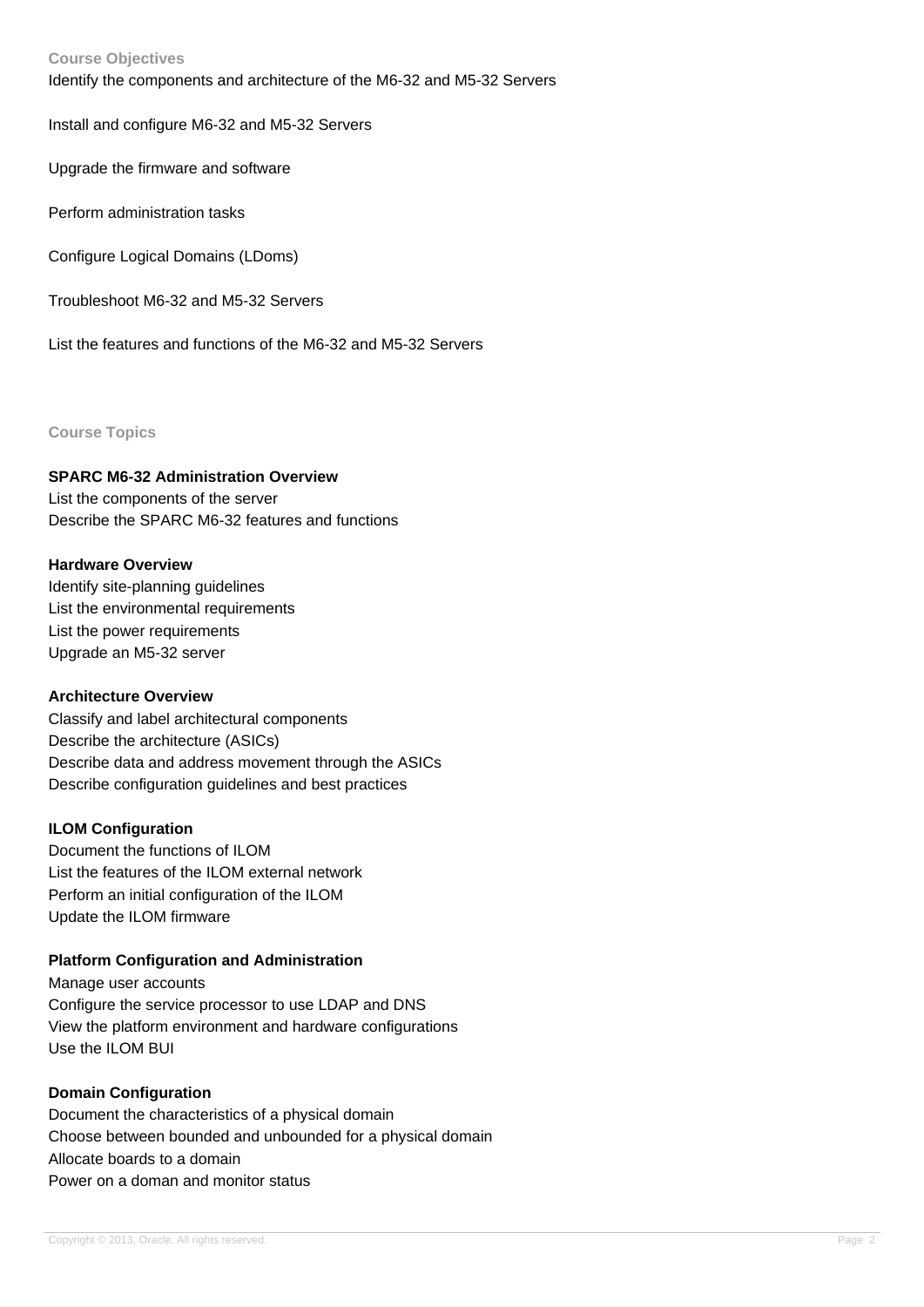## Course Objectives

Identify the components and architecture of the M6-32 and M5-32 Servers

Install and configure M6-32 and M5-32 Servers

Upgrade the firmware and software

Perform administration tasks

Configure Logical Domains (LDoms)

Troubleshoot M6-32 and M5-32 Servers

List the features and functions of the M6-32 and M5-32 Servers

## Course Topics

### SPARC M6-32 Administration Overview

List the components of the server
Describe the SPARC M6-32 features and functions

### Hardware Overview

Identify site-planning guidelines
List the environmental requirements
List the power requirements
Upgrade an M5-32 server

### Architecture Overview

Classify and label architectural components
Describe the architecture (ASICs)
Describe data and address movement through the ASICs
Describe configuration guidelines and best practices

### ILOM Configuration

Document the functions of ILOM
List the features of the ILOM external network
Perform an initial configuration of the ILOM
Update the ILOM firmware

### Platform Configuration and Administration

Manage user accounts
Configure the service processor to use LDAP and DNS
View the platform environment and hardware configurations
Use the ILOM BUI

### Domain Configuration

Document the characteristics of a physical domain
Choose between bounded and unbounded for a physical domain
Allocate boards to a domain
Power on a doman and monitor status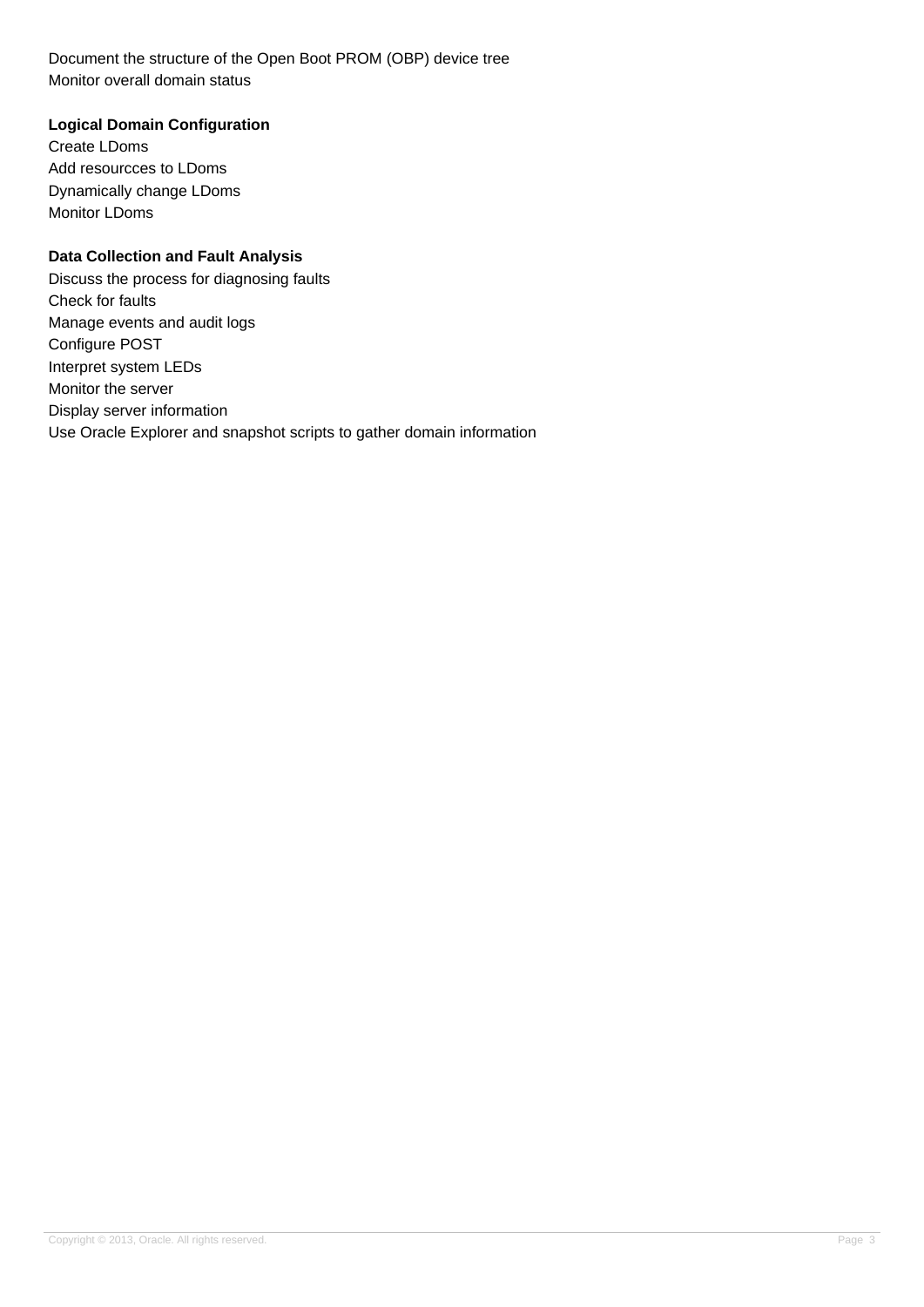Document the structure of the Open Boot PROM (OBP) device tree
Monitor overall domain status

**Logical Domain Configuration**
Create LDoms
Add resourcces to LDoms
Dynamically change LDoms
Monitor LDoms

**Data Collection and Fault Analysis**
Discuss the process for diagnosing faults
Check for faults
Manage events and audit logs
Configure POST
Interpret system LEDs
Monitor the server
Display server information
Use Oracle Explorer and snapshot scripts to gather domain information